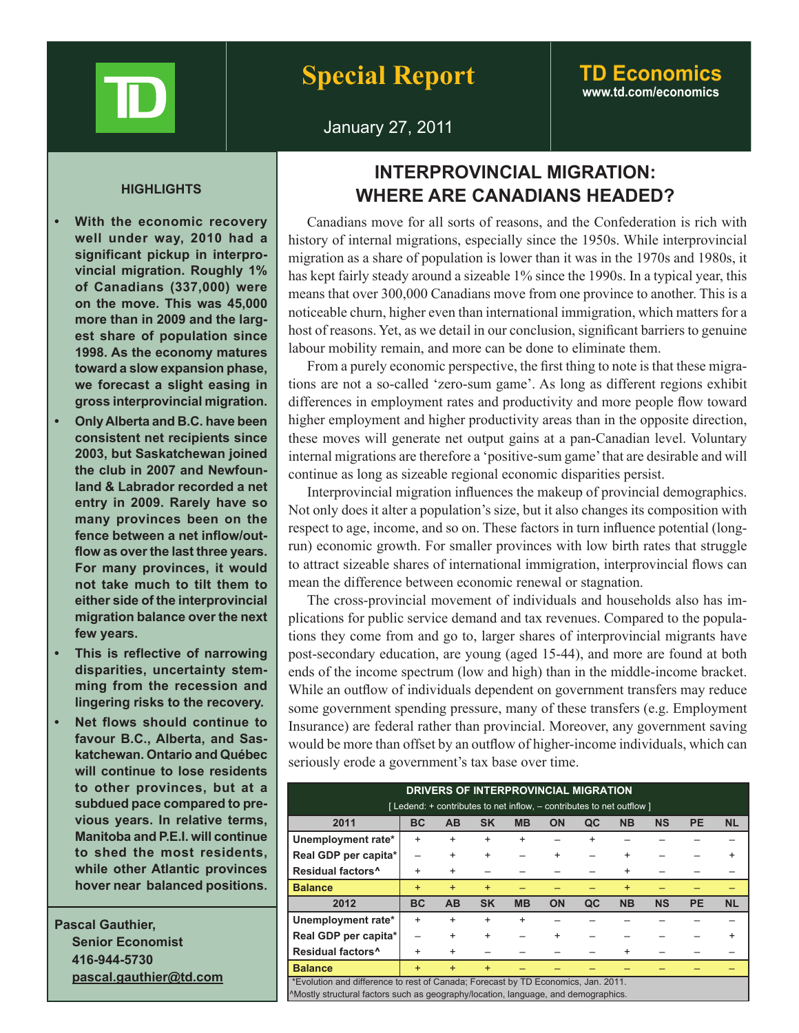**Special Report**

**TD Economics**
www.td.com/economics

January 27, 2011

# INTERPROVINCIAL MIGRATION: WHERE ARE CANADIANS HEADED?

## HIGHLIGHTS

- **With the economic recovery well under way, 2010 had a significant pickup in interprovincial migration. Roughly 1% of Canadians (337,000) were on the move. This was 45,000 more than in 2009 and the largest share of population since 1998. As the economy matures toward a slow expansion phase, we forecast a slight easing in gross interprovincial migration.**
- **Only Alberta and B.C. have been consistent net recipients since 2003, but Saskatchewan joined the club in 2007 and Newfounland & Labrador recorded a net entry in 2009. Rarely have so many provinces been on the fence between a net inflow/outflow as over the last three years. For many provinces, it would not take much to tilt them to either side of the interprovincial migration balance over the next few years.**
- **This is reflective of narrowing disparities, uncertainty stemming from the recession and lingering risks to the recovery.**
- **Net flows should continue to favour B.C., Alberta, and Saskatchewan. Ontario and Québec will continue to lose residents to other provinces, but at a subdued pace compared to previous years. In relative terms, Manitoba and P.E.I. will continue to shed the most residents, while other Atlantic provinces hover near balanced positions.**

**Pascal Gauthier,**
**Senior Economist**
**416-944-5730**
**pascal.gauthier@td.com**

Canadians move for all sorts of reasons, and the Confederation is rich with history of internal migrations, especially since the 1950s. While interprovincial migration as a share of population is lower than it was in the 1970s and 1980s, it has kept fairly steady around a sizeable 1% since the 1990s. In a typical year, this means that over 300,000 Canadians move from one province to another. This is a noticeable churn, higher even than international immigration, which matters for a host of reasons. Yet, as we detail in our conclusion, significant barriers to genuine labour mobility remain, and more can be done to eliminate them.

From a purely economic perspective, the first thing to note is that these migrations are not a so-called 'zero-sum game'. As long as different regions exhibit differences in employment rates and productivity and more people flow toward higher employment and higher productivity areas than in the opposite direction, these moves will generate net output gains at a pan-Canadian level. Voluntary internal migrations are therefore a 'positive-sum game' that are desirable and will continue as long as sizeable regional economic disparities persist.

Interprovincial migration influences the makeup of provincial demographics. Not only does it alter a population's size, but it also changes its composition with respect to age, income, and so on. These factors in turn influence potential (long-run) economic growth. For smaller provinces with low birth rates that struggle to attract sizeable shares of international immigration, interprovincial flows can mean the difference between economic renewal or stagnation.

The cross-provincial movement of individuals and households also has implications for public service demand and tax revenues. Compared to the populations they come from and go to, larger shares of interprovincial migrants have post-secondary education, are young (aged 15-44), and more are found at both ends of the income spectrum (low and high) than in the middle-income bracket. While an outflow of individuals dependent on government transfers may reduce some government spending pressure, many of these transfers (e.g. Employment Insurance) are federal rather than provincial. Moreover, any government saving would be more than offset by an outflow of higher-income individuals, which can seriously erode a government's tax base over time.

**DRIVERS OF INTERPROVINCIAL MIGRATION**
[ Ledend: + contributes to net inflow, – contributes to net outflow ]

| 2011 | BC | AB | SK | MB | ON | QC | NB | NS | PE | NL |
|---|---|---|---|---|---|---|---|---|---|---|
| Unemployment rate* | + | + | + | + | – | + | – | – | – | – |
| Real GDP per capita* | – | + | + | – | + | – | + | – | – | + |
| Residual factors^ | + | + | – | – | – | – | + | – | – | – |
| **Balance** | + | + | + | – | – | – | + | – | – | – |
| **2012** | **BC** | **AB** | **SK** | **MB** | **ON** | **QC** | **NB** | **NS** | **PE** | **NL** |
| Unemployment rate* | + | + | + | + | – | – | – | – | – | – |
| Real GDP per capita* | – | + | + | – | + | – | – | – | – | + |
| Residual factors^ | + | + | – | – | – | – | + | – | – | – |
| **Balance** | + | + | + | – | – | – | – | – | – | – |

*Evolution and difference to rest of Canada; Forecast by TD Economics, Jan. 2011.
^Mostly structural factors such as geography/location, language, and demographics.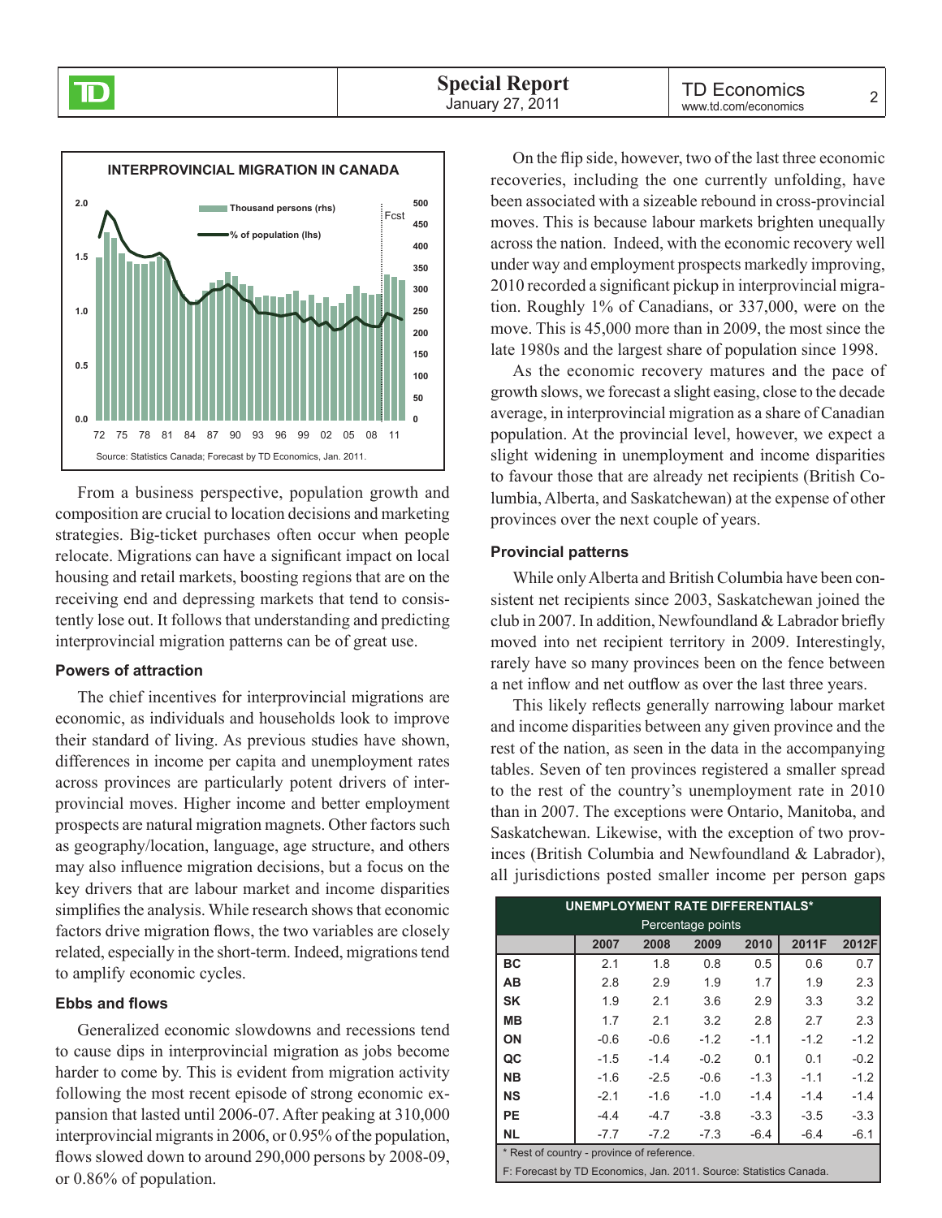**INTERPROVINCIAL MIGRATION IN CANADA**

Source: Statistics Canada; Forecast by TD Economics, Jan. 2011.

From a business perspective, population growth and composition are crucial to location decisions and marketing strategies. Big-ticket purchases often occur when people relocate. Migrations can have a significant impact on local housing and retail markets, boosting regions that are on the receiving end and depressing markets that tend to consistently lose out. It follows that understanding and predicting interprovincial migration patterns can be of great use.

### Powers of attraction

The chief incentives for interprovincial migrations are economic, as individuals and households look to improve their standard of living. As previous studies have shown, differences in income per capita and unemployment rates across provinces are particularly potent drivers of interprovincial moves. Higher income and better employment prospects are natural migration magnets. Other factors such as geography/location, language, age structure, and others may also influence migration decisions, but a focus on the key drivers that are labour market and income disparities simplifies the analysis. While research shows that economic factors drive migration flows, the two variables are closely related, especially in the short-term. Indeed, migrations tend to amplify economic cycles.

### Ebbs and flows

Generalized economic slowdowns and recessions tend to cause dips in interprovincial migration as jobs become harder to come by. This is evident from migration activity following the most recent episode of strong economic expansion that lasted until 2006-07. After peaking at 310,000 interprovincial migrants in 2006, or 0.95% of the population, flows slowed down to around 290,000 persons by 2008-09, or 0.86% of population.

On the flip side, however, two of the last three economic recoveries, including the one currently unfolding, have been associated with a sizeable rebound in cross-provincial moves. This is because labour markets brighten unequally across the nation. Indeed, with the economic recovery well under way and employment prospects markedly improving, 2010 recorded a significant pickup in interprovincial migration. Roughly 1% of Canadians, or 337,000, were on the move. This is 45,000 more than in 2009, the most since the late 1980s and the largest share of population since 1998.

As the economic recovery matures and the pace of growth slows, we forecast a slight easing, close to the decade average, in interprovincial migration as a share of Canadian population. At the provincial level, however, we expect a slight widening in unemployment and income disparities to favour those that are already net recipients (British Columbia, Alberta, and Saskatchewan) at the expense of other provinces over the next couple of years.

### Provincial patterns

While only Alberta and British Columbia have been consistent net recipients since 2003, Saskatchewan joined the club in 2007. In addition, Newfoundland & Labrador briefly moved into net recipient territory in 2009. Interestingly, rarely have so many provinces been on the fence between a net inflow and net outflow as over the last three years.

This likely reflects generally narrowing labour market and income disparities between any given province and the rest of the nation, as seen in the data in the accompanying tables. Seven of ten provinces registered a smaller spread to the rest of the country's unemployment rate in 2010 than in 2007. The exceptions were Ontario, Manitoba, and Saskatchewan. Likewise, with the exception of two provinces (British Columbia and Newfoundland & Labrador), all jurisdictions posted smaller income per person gaps

**UNEMPLOYMENT RATE DIFFERENTIALS***
Percentage points

| | 2007 | 2008 | 2009 | 2010 | 2011F | 2012F |
|---|---|---|---|---|---|---|
| BC | 2.1 | 1.8 | 0.8 | 0.5 | 0.6 | 0.7 |
| AB | 2.8 | 2.9 | 1.9 | 1.7 | 1.9 | 2.3 |
| SK | 1.9 | 2.1 | 3.6 | 2.9 | 3.3 | 3.2 |
| MB | 1.7 | 2.1 | 3.2 | 2.8 | 2.7 | 2.3 |
| ON | -0.6 | -0.6 | -1.2 | -1.1 | -1.2 | -1.2 |
| QC | -1.5 | -1.4 | -0.2 | 0.1 | 0.1 | -0.2 |
| NB | -1.6 | -2.5 | -0.6 | -1.3 | -1.1 | -1.2 |
| NS | -2.1 | -1.6 | -1.0 | -1.4 | -1.4 | -1.4 |
| PE | -4.4 | -4.7 | -3.8 | -3.3 | -3.5 | -3.3 |
| NL | -7.7 | -7.2 | -7.3 | -6.4 | -6.4 | -6.1 |

\* Rest of country - province of reference.
F: Forecast by TD Economics, Jan. 2011. Source: Statistics Canada.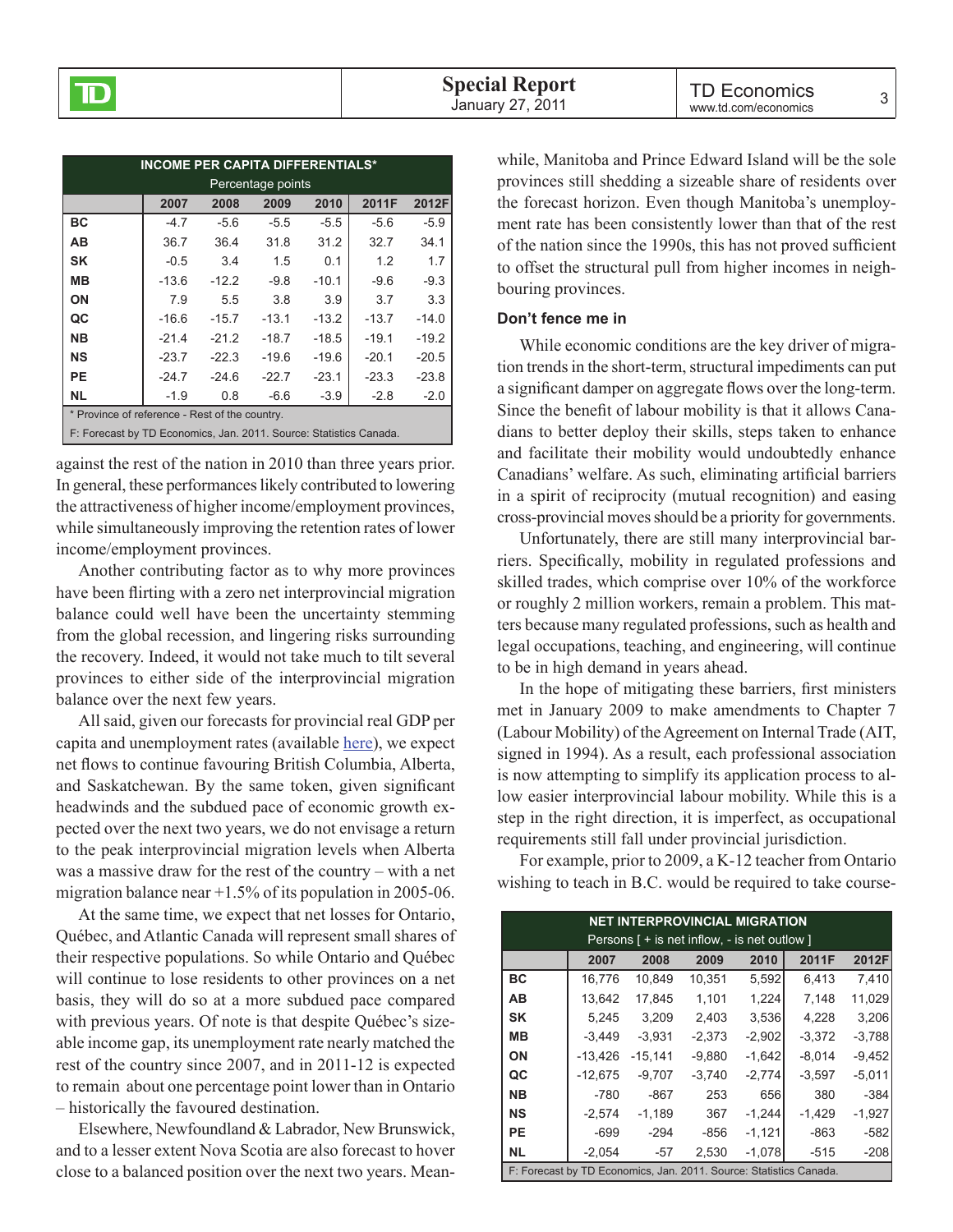| INCOME PER CAPITA DIFFERENTIALS* Percentage points | | | | | | |
|---|---|---|---|---|---|---|
| | 2007 | 2008 | 2009 | 2010 | 2011F | 2012F |
| BC | -4.7 | -5.6 | -5.5 | -5.5 | -5.6 | -5.9 |
| AB | 36.7 | 36.4 | 31.8 | 31.2 | 32.7 | 34.1 |
| SK | -0.5 | 3.4 | 1.5 | 0.1 | 1.2 | 1.7 |
| MB | -13.6 | -12.2 | -9.8 | -10.1 | -9.6 | -9.3 |
| ON | 7.9 | 5.5 | 3.8 | 3.9 | 3.7 | 3.3 |
| QC | -16.6 | -15.7 | -13.1 | -13.2 | -13.7 | -14.0 |
| NB | -21.4 | -21.2 | -18.7 | -18.5 | -19.1 | -19.2 |
| NS | -23.7 | -22.3 | -19.6 | -19.6 | -20.1 | -20.5 |
| PE | -24.7 | -24.6 | -22.7 | -23.1 | -23.3 | -23.8 |
| NL | -1.9 | 0.8 | -6.6 | -3.9 | -2.8 | -2.0 |

\* Province of reference - Rest of the country.
F: Forecast by TD Economics, Jan. 2011. Source: Statistics Canada.

against the rest of the nation in 2010 than three years prior. In general, these performances likely contributed to lowering the attractiveness of higher income/employment provinces, while simultaneously improving the retention rates of lower income/employment provinces.

Another contributing factor as to why more provinces have been flirting with a zero net interprovincial migration balance could well have been the uncertainty stemming from the global recession, and lingering risks surrounding the recovery. Indeed, it would not take much to tilt several provinces to either side of the interprovincial migration balance over the next few years.

All said, given our forecasts for provincial real GDP per capita and unemployment rates (available here), we expect net flows to continue favouring British Columbia, Alberta, and Saskatchewan. By the same token, given significant headwinds and the subdued pace of economic growth expected over the next two years, we do not envisage a return to the peak interprovincial migration levels when Alberta was a massive draw for the rest of the country – with a net migration balance near +1.5% of its population in 2005-06.

At the same time, we expect that net losses for Ontario, Québec, and Atlantic Canada will represent small shares of their respective populations. So while Ontario and Québec will continue to lose residents to other provinces on a net basis, they will do so at a more subdued pace compared with previous years. Of note is that despite Québec's sizeable income gap, its unemployment rate nearly matched the rest of the country since 2007, and in 2011-12 is expected to remain about one percentage point lower than in Ontario – historically the favoured destination.

Elsewhere, Newfoundland & Labrador, New Brunswick, and to a lesser extent Nova Scotia are also forecast to hover close to a balanced position over the next two years. Meanwhile, Manitoba and Prince Edward Island will be the sole provinces still shedding a sizeable share of residents over the forecast horizon. Even though Manitoba's unemployment rate has been consistently lower than that of the rest of the nation since the 1990s, this has not proved sufficient to offset the structural pull from higher incomes in neighbouring provinces.

### Don't fence me in

While economic conditions are the key driver of migration trends in the short-term, structural impediments can put a significant damper on aggregate flows over the long-term. Since the benefit of labour mobility is that it allows Canadians to better deploy their skills, steps taken to enhance and facilitate their mobility would undoubtedly enhance Canadians' welfare. As such, eliminating artificial barriers in a spirit of reciprocity (mutual recognition) and easing cross-provincial moves should be a priority for governments.

Unfortunately, there are still many interprovincial barriers. Specifically, mobility in regulated professions and skilled trades, which comprise over 10% of the workforce or roughly 2 million workers, remain a problem. This matters because many regulated professions, such as health and legal occupations, teaching, and engineering, will continue to be in high demand in years ahead.

In the hope of mitigating these barriers, first ministers met in January 2009 to make amendments to Chapter 7 (Labour Mobility) of the Agreement on Internal Trade (AIT, signed in 1994). As a result, each professional association is now attempting to simplify its application process to allow easier interprovincial labour mobility. While this is a step in the right direction, it is imperfect, as occupational requirements still fall under provincial jurisdiction.

For example, prior to 2009, a K-12 teacher from Ontario wishing to teach in B.C. would be required to take course-

| NET INTERPROVINCIAL MIGRATION Persons [ + is net inflow, - is net outlow ] | | | | | | |
|---|---|---|---|---|---|---|
| | 2007 | 2008 | 2009 | 2010 | 2011F | 2012F |
| BC | 16,776 | 10,849 | 10,351 | 5,592 | 6,413 | 7,410 |
| AB | 13,642 | 17,845 | 1,101 | 1,224 | 7,148 | 11,029 |
| SK | 5,245 | 3,209 | 2,403 | 3,536 | 4,228 | 3,206 |
| MB | -3,449 | -3,931 | -2,373 | -2,902 | -3,372 | -3,788 |
| ON | -13,426 | -15,141 | -9,880 | -1,642 | -8,014 | -9,452 |
| QC | -12,675 | -9,707 | -3,740 | -2,774 | -3,597 | -5,011 |
| NB | -780 | -867 | 253 | 656 | 380 | -384 |
| NS | -2,574 | -1,189 | 367 | -1,244 | -1,429 | -1,927 |
| PE | -699 | -294 | -856 | -1,121 | -863 | -582 |
| NL | -2,054 | -57 | 2,530 | -1,078 | -515 | -208 |

F: Forecast by TD Economics, Jan. 2011. Source: Statistics Canada.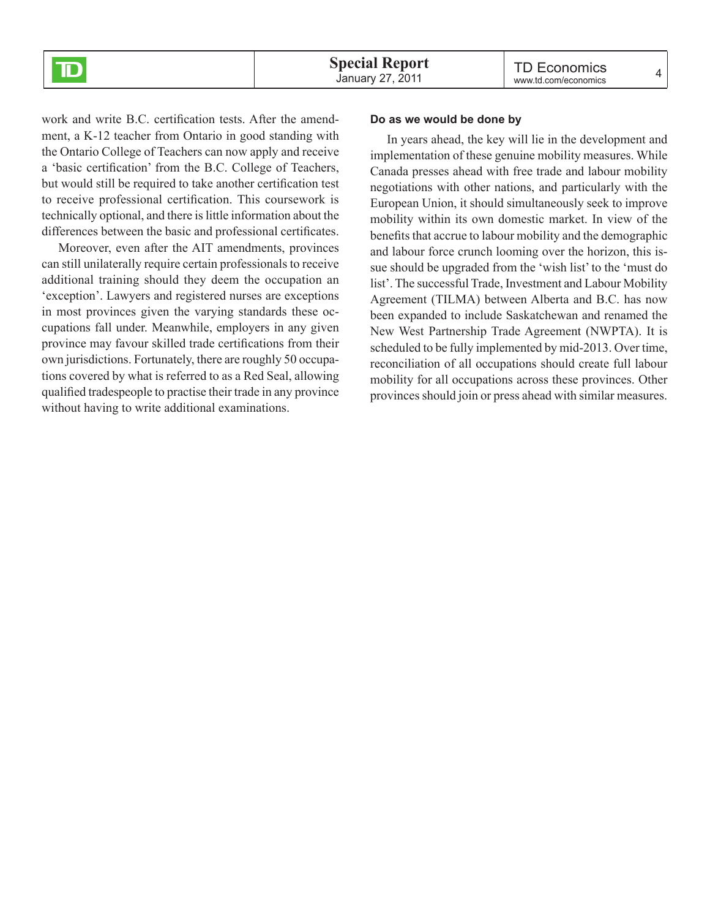work and write B.C. certification tests. After the amendment, a K-12 teacher from Ontario in good standing with the Ontario College of Teachers can now apply and receive a 'basic certification' from the B.C. College of Teachers, but would still be required to take another certification test to receive professional certification. This coursework is technically optional, and there is little information about the differences between the basic and professional certificates.

Moreover, even after the AIT amendments, provinces can still unilaterally require certain professionals to receive additional training should they deem the occupation an 'exception'. Lawyers and registered nurses are exceptions in most provinces given the varying standards these occupations fall under. Meanwhile, employers in any given province may favour skilled trade certifications from their own jurisdictions. Fortunately, there are roughly 50 occupations covered by what is referred to as a Red Seal, allowing qualified tradespeople to practise their trade in any province without having to write additional examinations.

**Do as we would be done by**

In years ahead, the key will lie in the development and implementation of these genuine mobility measures. While Canada presses ahead with free trade and labour mobility negotiations with other nations, and particularly with the European Union, it should simultaneously seek to improve mobility within its own domestic market. In view of the benefits that accrue to labour mobility and the demographic and labour force crunch looming over the horizon, this issue should be upgraded from the 'wish list' to the 'must do list'. The successful Trade, Investment and Labour Mobility Agreement (TILMA) between Alberta and B.C. has now been expanded to include Saskatchewan and renamed the New West Partnership Trade Agreement (NWPTA). It is scheduled to be fully implemented by mid-2013. Over time, reconciliation of all occupations should create full labour mobility for all occupations across these provinces. Other provinces should join or press ahead with similar measures.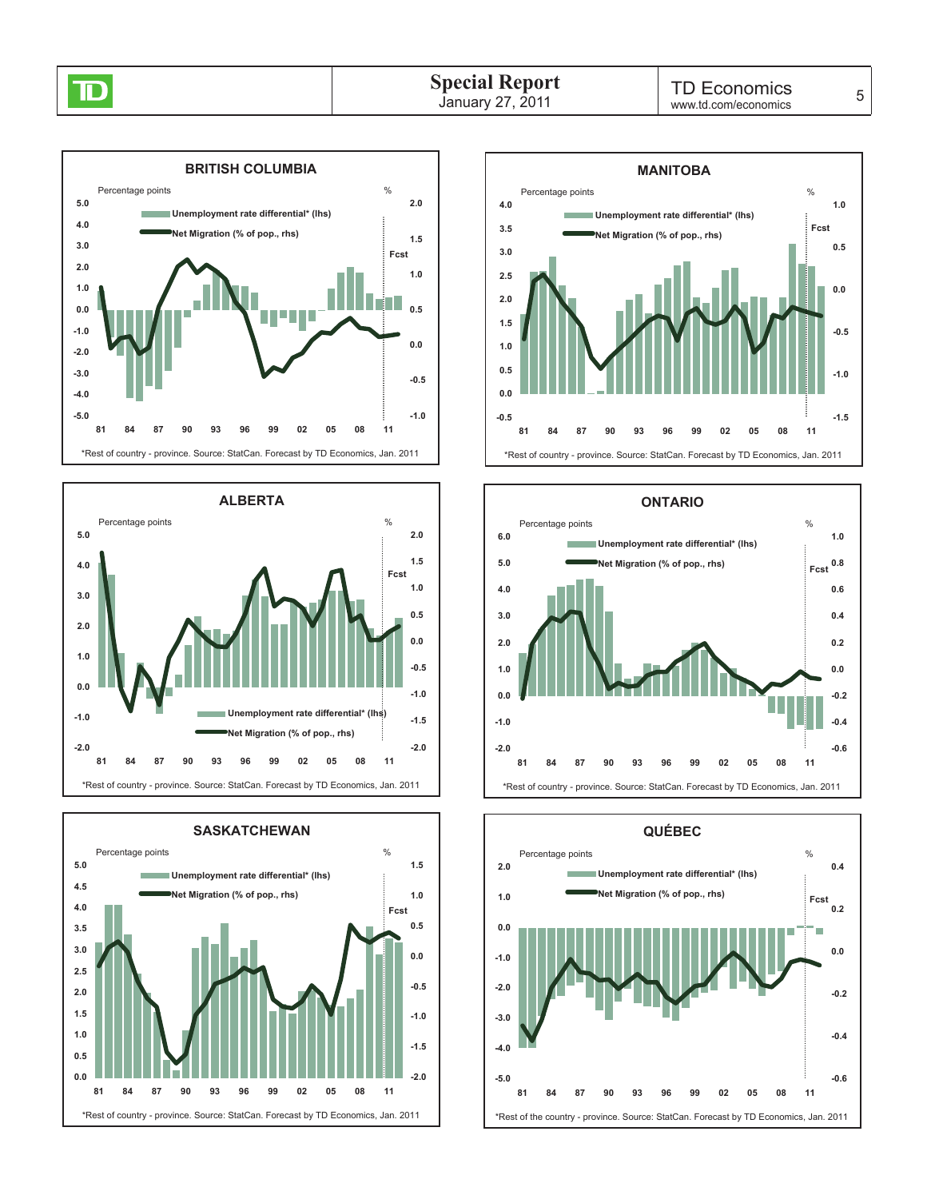**BRITISH COLUMBIA**

Percentage points | %

Unemployment rate differential* (lhs)
Net Migration (% of pop., rhs)

Fcst

*Rest of country - province. Source: StatCan. Forecast by TD Economics, Jan. 2011

**MANITOBA**

Percentage points | %

Unemployment rate differential* (lhs)
Net Migration (% of pop., rhs)

Fcst

*Rest of country - province. Source: StatCan. Forecast by TD Economics, Jan. 2011

**ALBERTA**

Percentage points | %

Unemployment rate differential* (lhs)
Net Migration (% of pop., rhs)

Fcst

*Rest of country - province. Source: StatCan. Forecast by TD Economics, Jan. 2011

**ONTARIO**

Percentage points | %

Unemployment rate differential* (lhs)
Net Migration (% of pop., rhs)

Fcst

*Rest of country - province. Source: StatCan. Forecast by TD Economics, Jan. 2011

**SASKATCHEWAN**

Percentage points | %

Unemployment rate differential* (lhs)
Net Migration (% of pop., rhs)

Fcst

*Rest of country - province. Source: StatCan. Forecast by TD Economics, Jan. 2011

**QUÉBEC**

Percentage points | %

Unemployment rate differential* (lhs)
Net Migration (% of pop., rhs)

Fcst

*Rest of the country - province. Source: StatCan. Forecast by TD Economics, Jan. 2011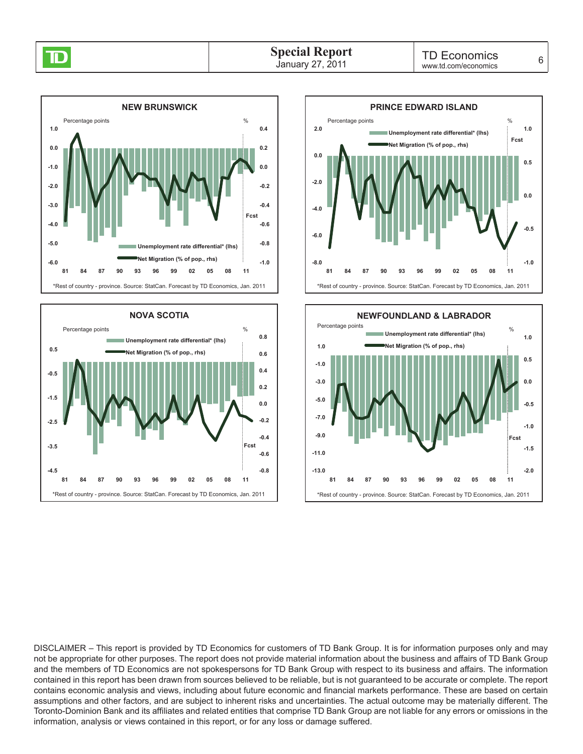**NEW BRUNSWICK**

Percentage points

%

1.0
0.0
-1.0
-2.0
-3.0
-4.0
-5.0
-6.0

0.4
0.2
0.0
-0.2
-0.4
-0.6
-0.8
-1.0

Fcst

Unemployment rate differential* (lhs)

Net Migration (% of pop., rhs)

81 84 87 90 93 96 99 02 05 08 11

*Rest of country - province. Source: StatCan. Forecast by TD Economics, Jan. 2011

**PRINCE EDWARD ISLAND**

Percentage points

%

Unemployment rate differential* (lhs)

Net Migration (% of pop., rhs)

2.0
0.0
-2.0
-4.0
-6.0
-8.0

1.0
0.5
0.0
-0.5
-1.0

Fcst

81 84 87 90 93 96 99 02 05 08 11

*Rest of country - province. Source: StatCan. Forecast by TD Economics, Jan. 2011

**NOVA SCOTIA**

Percentage points

%

Unemployment rate differential* (lhs)

Net Migration (% of pop., rhs)

0.5
-0.5
-1.5
-2.5
-3.5
-4.5

0.8
0.6
0.4
0.2
0.0
-0.2
-0.4
-0.6
-0.8

Fcst

81 84 87 90 93 96 99 02 05 08 11

*Rest of country - province. Source: StatCan. Forecast by TD Economics, Jan. 2011

**NEWFOUNDLAND & LABRADOR**

Percentage points

%

Unemployment rate differential* (lhs)

Net Migration (% of pop., rhs)

1.0
-1.0
-3.0
-5.0
-7.0
-9.0
-11.0
-13.0

1.0
0.5
0.0
-0.5
-1.0
-1.5
-2.0

Fcst

81 84 87 90 93 96 99 02 05 08 11

*Rest of country - province. Source: StatCan. Forecast by TD Economics, Jan. 2011

DISCLAIMER – This report is provided by TD Economics for customers of TD Bank Group. It is for information purposes only and may not be appropriate for other purposes. The report does not provide material information about the business and affairs of TD Bank Group and the members of TD Economics are not spokespersons for TD Bank Group with respect to its business and affairs. The information contained in this report has been drawn from sources believed to be reliable, but is not guaranteed to be accurate or complete. The report contains economic analysis and views, including about future economic and financial markets performance. These are based on certain assumptions and other factors, and are subject to inherent risks and uncertainties. The actual outcome may be materially different. The Toronto-Dominion Bank and its affiliates and related entities that comprise TD Bank Group are not liable for any errors or omissions in the information, analysis or views contained in this report, or for any loss or damage suffered.